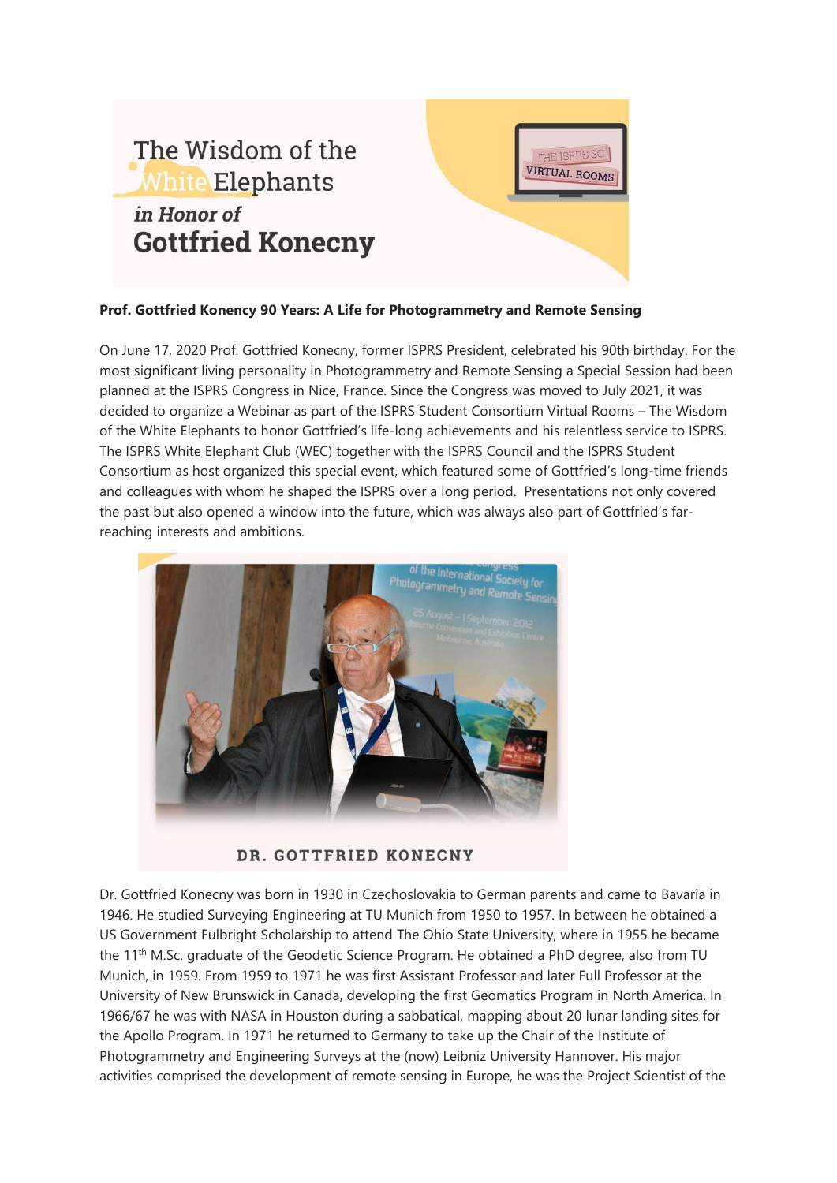The Wisdom of the White Elephants

*in Honor of*

**Gottfried Konecny**

THE ISPRS SC VIRTUAL ROOMS

**Prof. Gottfried Konency 90 Years: A Life for Photogrammetry and Remote Sensing**

On June 17, 2020 Prof. Gottfried Konecny, former ISPRS President, celebrated his 90th birthday. For the most significant living personality in Photogrammetry and Remote Sensing a Special Session had been planned at the ISPRS Congress in Nice, France. Since the Congress was moved to July 2021, it was decided to organize a Webinar as part of the ISPRS Student Consortium Virtual Rooms – The Wisdom of the White Elephants to honor Gottfried's life-long achievements and his relentless service to ISPRS. The ISPRS White Elephant Club (WEC) together with the ISPRS Council and the ISPRS Student Consortium as host organized this special event, which featured some of Gottfried's long-time friends and colleagues with whom he shaped the ISPRS over a long period. Presentations not only covered the past but also opened a window into the future, which was always also part of Gottfried's far-reaching interests and ambitions.

DR. GOTTFRIED KONECNY

Dr. Gottfried Konecny was born in 1930 in Czechoslovakia to German parents and came to Bavaria in 1946. He studied Surveying Engineering at TU Munich from 1950 to 1957. In between he obtained a US Government Fulbright Scholarship to attend The Ohio State University, where in 1955 he became the 11th M.Sc. graduate of the Geodetic Science Program. He obtained a PhD degree, also from TU Munich, in 1959. From 1959 to 1971 he was first Assistant Professor and later Full Professor at the University of New Brunswick in Canada, developing the first Geomatics Program in North America. In 1966/67 he was with NASA in Houston during a sabbatical, mapping about 20 lunar landing sites for the Apollo Program. In 1971 he returned to Germany to take up the Chair of the Institute of Photogrammetry and Engineering Surveys at the (now) Leibniz University Hannover. His major activities comprised the development of remote sensing in Europe, he was the Project Scientist of the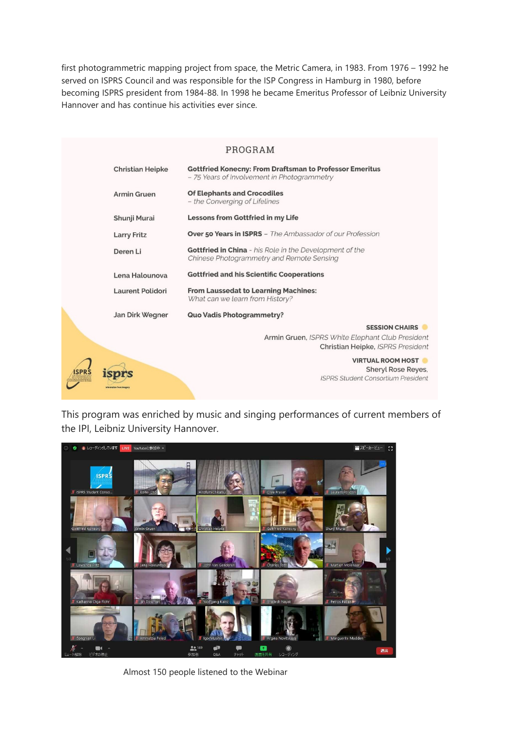first photogrammetric mapping project from space, the Metric Camera, in 1983. From 1976 – 1992 he served on ISPRS Council and was responsible for the ISP Congress in Hamburg in 1980, before becoming ISPRS president from 1984-88. In 1998 he became Emeritus Professor of Leibniz University Hannover and has continue his activities ever since.

## PROGRAM

| | |
|---|---|
| Christian Heipke | **Gottfried Konecny: From Draftsman to Professor Emeritus** *– 75 Years of Involvement in Photogrammetry* |
| Armin Gruen | **Of Elephants and Crocodiles** *– the Converging of Lifelines* |
| Shunji Murai | **Lessons from Gottfried in my Life** |
| Larry Fritz | **Over 50 Years in ISPRS** – *The Ambassador of our Profession* |
| Deren Li | **Gottfried in China** - *his Role in the Development of the Chinese Photogrammetry and Remote Sensing* |
| Lena Halounova | **Gottfried and his Scientific Cooperations** |
| Laurent Polidori | **From Laussedat to Learning Machines:** *What can we learn from History?* |
| Jan Dirk Wegner | **Quo Vadis Photogrammetry?** |

**SESSION CHAIRS**

Armin Gruen, *ISPRS White Elephant Club President*
Christian Heipke, *ISPRS President*

**VIRTUAL ROOM HOST**

Sheryl Rose Reyes, *ISPRS Student Consortium President*

This program was enriched by music and singing performances of current members of the IPI, Leibniz University Hannover.

Almost 150 people listened to the Webinar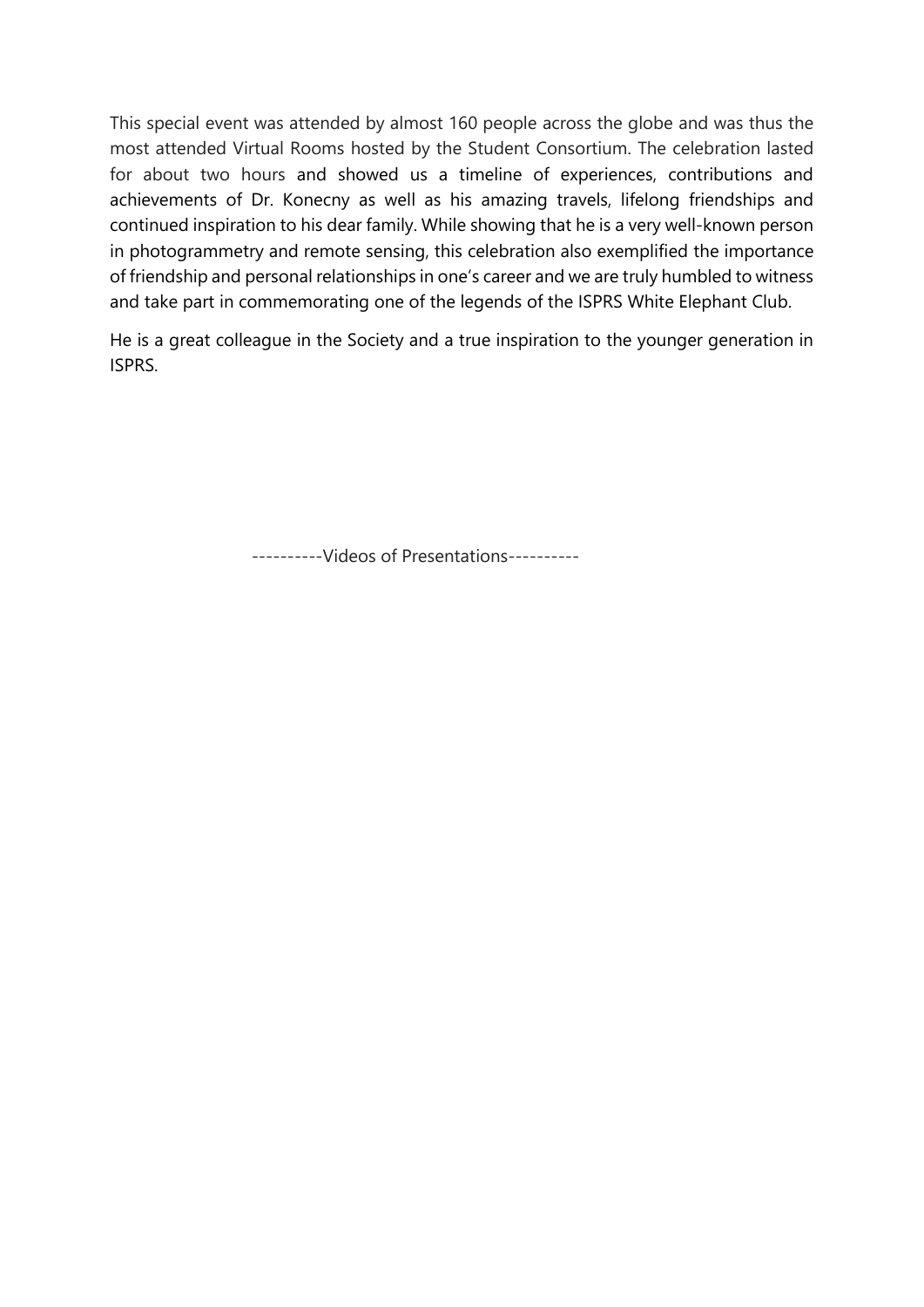This special event was attended by almost 160 people across the globe and was thus the most attended Virtual Rooms hosted by the Student Consortium. The celebration lasted for about two hours and showed us a timeline of experiences, contributions and achievements of Dr. Konecny as well as his amazing travels, lifelong friendships and continued inspiration to his dear family. While showing that he is a very well-known person in photogrammetry and remote sensing, this celebration also exemplified the importance of friendship and personal relationships in one's career and we are truly humbled to witness and take part in commemorating one of the legends of the ISPRS White Elephant Club.

He is a great colleague in the Society and a true inspiration to the younger generation in ISPRS.

----------Videos of Presentations----------